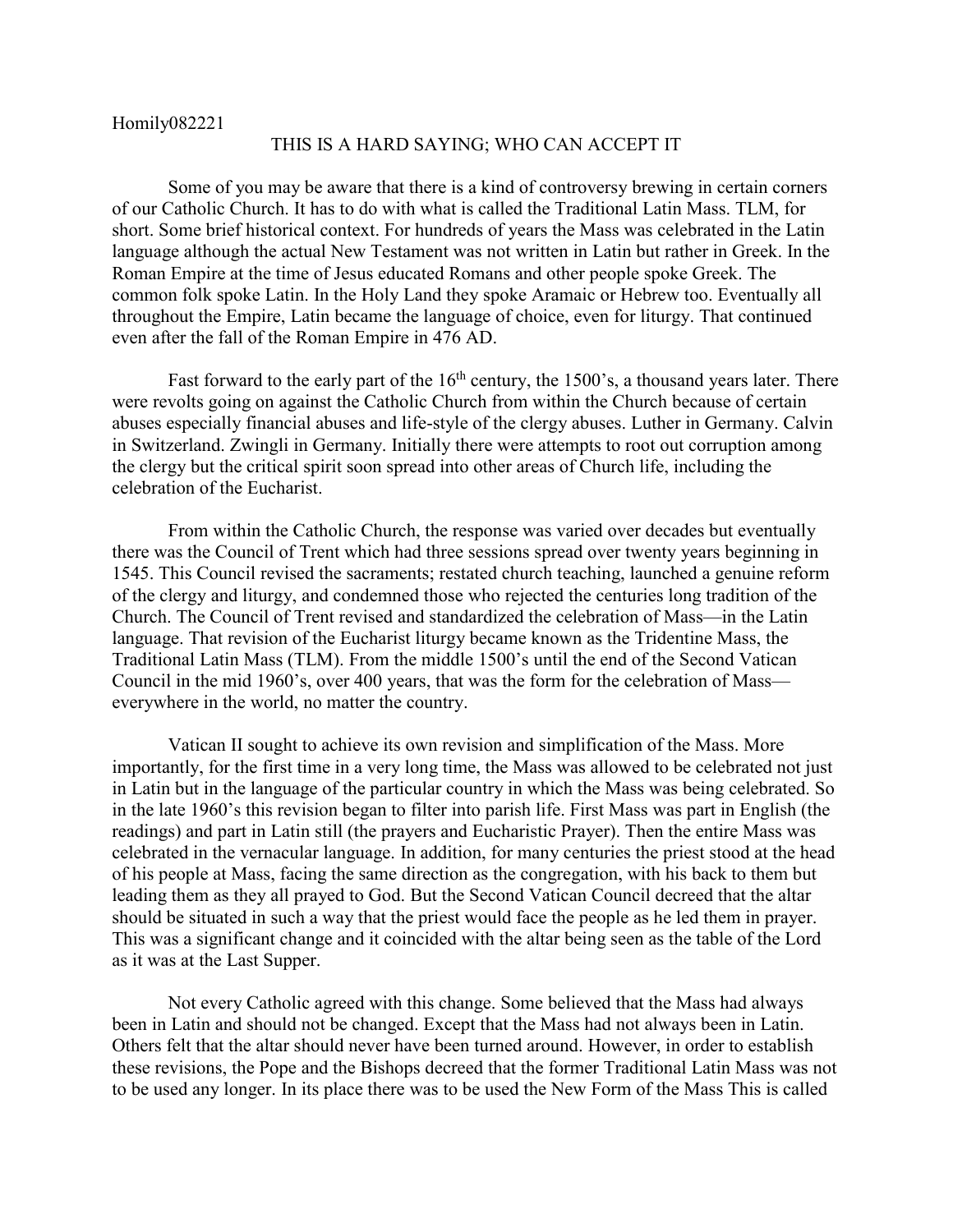Homily082221

## THIS IS A HARD SAYING; WHO CAN ACCEPT IT

Some of you may be aware that there is a kind of controversy brewing in certain corners of our Catholic Church. It has to do with what is called the Traditional Latin Mass. TLM, for short. Some brief historical context. For hundreds of years the Mass was celebrated in the Latin language although the actual New Testament was not written in Latin but rather in Greek. In the Roman Empire at the time of Jesus educated Romans and other people spoke Greek. The common folk spoke Latin. In the Holy Land they spoke Aramaic or Hebrew too. Eventually all throughout the Empire, Latin became the language of choice, even for liturgy. That continued even after the fall of the Roman Empire in 476 AD.

Fast forward to the early part of the 16th century, the 1500's, a thousand years later. There were revolts going on against the Catholic Church from within the Church because of certain abuses especially financial abuses and life-style of the clergy abuses. Luther in Germany. Calvin in Switzerland. Zwingli in Germany. Initially there were attempts to root out corruption among the clergy but the critical spirit soon spread into other areas of Church life, including the celebration of the Eucharist.

From within the Catholic Church, the response was varied over decades but eventually there was the Council of Trent which had three sessions spread over twenty years beginning in 1545. This Council revised the sacraments; restated church teaching, launched a genuine reform of the clergy and liturgy, and condemned those who rejected the centuries long tradition of the Church. The Council of Trent revised and standardized the celebration of Mass—in the Latin language. That revision of the Eucharist liturgy became known as the Tridentine Mass, the Traditional Latin Mass (TLM). From the middle 1500's until the end of the Second Vatican Council in the mid 1960's, over 400 years, that was the form for the celebration of Mass—everywhere in the world, no matter the country.

Vatican II sought to achieve its own revision and simplification of the Mass. More importantly, for the first time in a very long time, the Mass was allowed to be celebrated not just in Latin but in the language of the particular country in which the Mass was being celebrated. So in the late 1960's this revision began to filter into parish life. First Mass was part in English (the readings) and part in Latin still (the prayers and Eucharistic Prayer). Then the entire Mass was celebrated in the vernacular language. In addition, for many centuries the priest stood at the head of his people at Mass, facing the same direction as the congregation, with his back to them but leading them as they all prayed to God. But the Second Vatican Council decreed that the altar should be situated in such a way that the priest would face the people as he led them in prayer. This was a significant change and it coincided with the altar being seen as the table of the Lord as it was at the Last Supper.

Not every Catholic agreed with this change. Some believed that the Mass had always been in Latin and should not be changed. Except that the Mass had not always been in Latin. Others felt that the altar should never have been turned around. However, in order to establish these revisions, the Pope and the Bishops decreed that the former Traditional Latin Mass was not to be used any longer. In its place there was to be used the New Form of the Mass This is called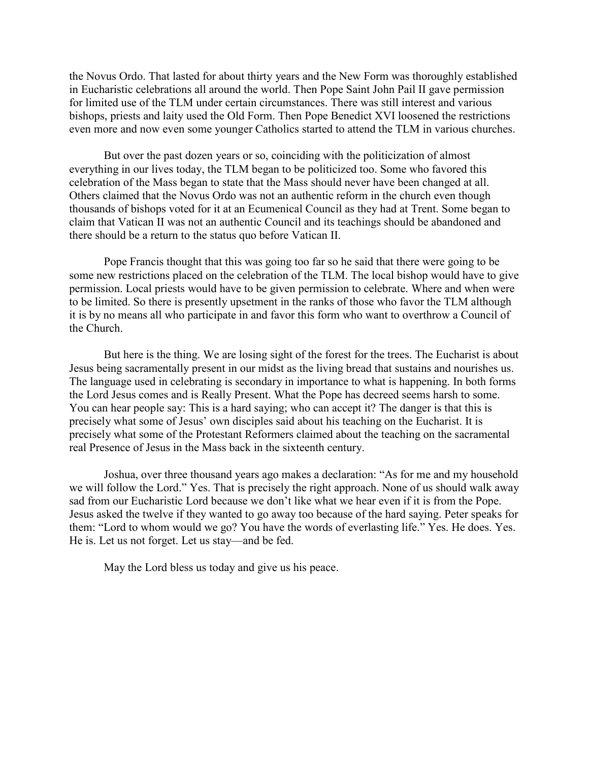the Novus Ordo. That lasted for about thirty years and the New Form was thoroughly established in Eucharistic celebrations all around the world. Then Pope Saint John Pail II gave permission for limited use of the TLM under certain circumstances. There was still interest and various bishops, priests and laity used the Old Form. Then Pope Benedict XVI loosened the restrictions even more and now even some younger Catholics started to attend the TLM in various churches.

But over the past dozen years or so, coinciding with the politicization of almost everything in our lives today, the TLM began to be politicized too. Some who favored this celebration of the Mass began to state that the Mass should never have been changed at all. Others claimed that the Novus Ordo was not an authentic reform in the church even though thousands of bishops voted for it at an Ecumenical Council as they had at Trent. Some began to claim that Vatican II was not an authentic Council and its teachings should be abandoned and there should be a return to the status quo before Vatican II.

Pope Francis thought that this was going too far so he said that there were going to be some new restrictions placed on the celebration of the TLM. The local bishop would have to give permission. Local priests would have to be given permission to celebrate. Where and when were to be limited. So there is presently upsetment in the ranks of those who favor the TLM although it is by no means all who participate in and favor this form who want to overthrow a Council of the Church.

But here is the thing. We are losing sight of the forest for the trees. The Eucharist is about Jesus being sacramentally present in our midst as the living bread that sustains and nourishes us. The language used in celebrating is secondary in importance to what is happening. In both forms the Lord Jesus comes and is Really Present. What the Pope has decreed seems harsh to some. You can hear people say: This is a hard saying; who can accept it? The danger is that this is precisely what some of Jesus' own disciples said about his teaching on the Eucharist. It is precisely what some of the Protestant Reformers claimed about the teaching on the sacramental real Presence of Jesus in the Mass back in the sixteenth century.

Joshua, over three thousand years ago makes a declaration: "As for me and my household we will follow the Lord." Yes. That is precisely the right approach. None of us should walk away sad from our Eucharistic Lord because we don't like what we hear even if it is from the Pope. Jesus asked the twelve if they wanted to go away too because of the hard saying. Peter speaks for them: "Lord to whom would we go? You have the words of everlasting life." Yes. He does. Yes. He is. Let us not forget. Let us stay—and be fed.

May the Lord bless us today and give us his peace.